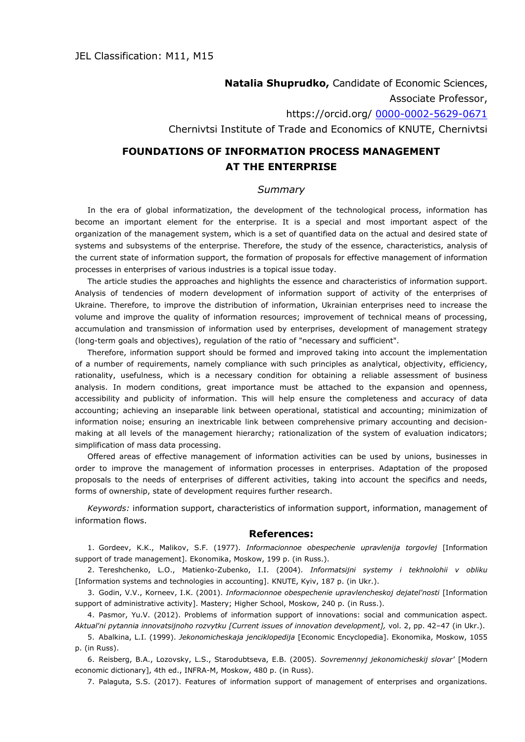JEL Classification: M11, M15

**Natalia Shuprudko,** Candidate of Economic Sciences,

Associate Professor,

https://orcid.org/ 0000-0002-5629-0671

Chernivtsi Institute of Trade and Economics of KNUTE, Chernivtsi

# FOUNDATIONS OF INFORMATION PROCESS MANAGEMENT AT THE ENTERPRISE

## *Summary*

In the era of global informatization, the development of the technological process, information has become an important element for the enterprise. It is a special and most important aspect of the organization of the management system, which is a set of quantified data on the actual and desired state of systems and subsystems of the enterprise. Therefore, the study of the essence, characteristics, analysis of the current state of information support, the formation of proposals for effective management of information processes in enterprises of various industries is a topical issue today.

The article studies the approaches and highlights the essence and characteristics of information support. Analysis of tendencies of modern development of information support of activity of the enterprises of Ukraine. Therefore, to improve the distribution of information, Ukrainian enterprises need to increase the volume and improve the quality of information resources; improvement of technical means of processing, accumulation and transmission of information used by enterprises, development of management strategy (long-term goals and objectives), regulation of the ratio of "necessary and sufficient".

Therefore, information support should be formed and improved taking into account the implementation of a number of requirements, namely compliance with such principles as analytical, objectivity, efficiency, rationality, usefulness, which is a necessary condition for obtaining a reliable assessment of business analysis. In modern conditions, great importance must be attached to the expansion and openness, accessibility and publicity of information. This will help ensure the completeness and accuracy of data accounting; achieving an inseparable link between operational, statistical and accounting; minimization of information noise; ensuring an inextricable link between comprehensive primary accounting and decision-making at all levels of the management hierarchy; rationalization of the system of evaluation indicators; simplification of mass data processing.

Offered areas of effective management of information activities can be used by unions, businesses in order to improve the management of information processes in enterprises. Adaptation of the proposed proposals to the needs of enterprises of different activities, taking into account the specifics and needs, forms of ownership, state of development requires further research.

*Keywords:* information support, characteristics of information support, information, management of information flows.

## References:

1. Gordeev, K.K., Malikov, S.F. (1977). *Informacionnoe obespechenie upravlenija torgovlej* [Information support of trade management]. Ekonomika, Moskow, 199 p. (in Russ.).
2. Tereshchenko, L.O., Matienko-Zubenko, I.I. (2004). *Informatsijni systemy i tekhnolohii v obliku* [Information systems and technologies in accounting]. KNUTE, Kyiv, 187 p. (in Ukr.).
3. Godin, V.V., Korneev, I.K. (2001). *Informacionnoe obespechenie upravlencheskoj dejatel'nosti* [Information support of administrative activity]. Mastery; Higher School, Moskow, 240 p. (in Russ.).
4. Pasmor, Yu.V. (2012). Problems of information support of innovations: social and communication aspect. *Aktual'ni pytannia innovatsijnoho rozvytku [Current issues of innovation development],* vol. 2, pp. 42–47 (in Ukr.).
5. Abalkina, L.I. (1999). *Jekonomicheskaja jenciklopedija* [Economic Encyclopedia]. Ekonomika, Moskow, 1055 p. (in Russ).
6. Reisberg, B.A., Lozovsky, L.S., Starodubtseva, E.B. (2005). *Sovremennyj jekonomicheskij slovar'* [Modern economic dictionary], 4th ed., INFRA-M, Moskow, 480 p. (in Russ).
7. Palaguta, S.S. (2017). Features of information support of management of enterprises and organizations.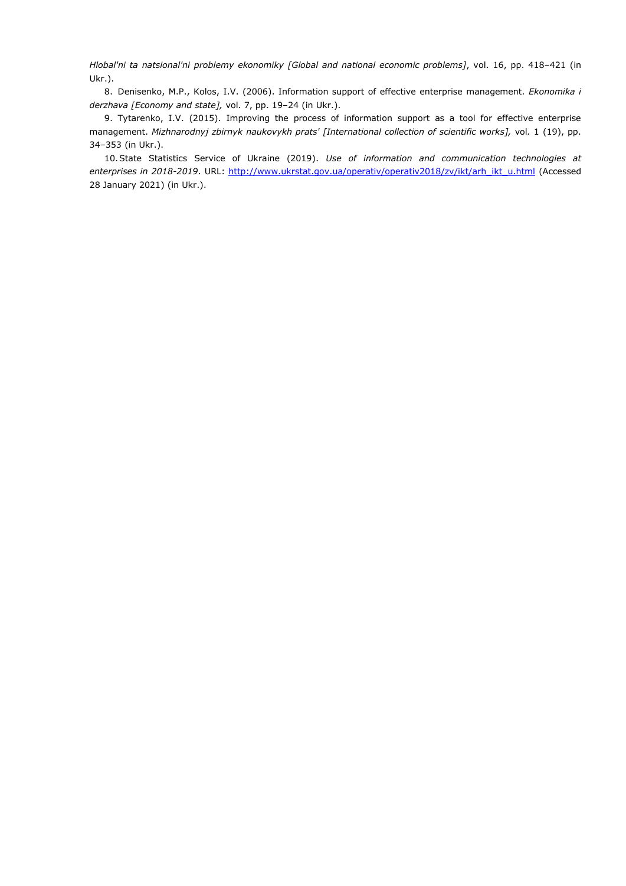*Hlobal'ni ta natsional'ni problemy ekonomiky [Global and national economic problems]*, vol. 16, pp. 418–421 (in Ukr.).

8. Denisenko, M.P., Kolos, I.V. (2006). Information support of effective enterprise management. *Ekonomika i derzhava [Economy and state],* vol. 7, pp. 19–24 (in Ukr.).

9. Tytarenko, I.V. (2015). Improving the process of information support as a tool for effective enterprise management. *Mizhnarodnyj zbirnyk naukovykh prats' [International collection of scientific works],* vol. 1 (19), pp. 34–353 (in Ukr.).

10. State Statistics Service of Ukraine (2019). *Use of information and communication technologies at enterprises in 2018-2019*. URL: [http://www.ukrstat.gov.ua/operativ/operativ2018/zv/ikt/arh_ikt_u.html](http://www.ukrstat.gov.ua/operativ/operativ2018/zv/ikt/arh_ikt_u.html) (Accessed 28 January 2021) (in Ukr.).